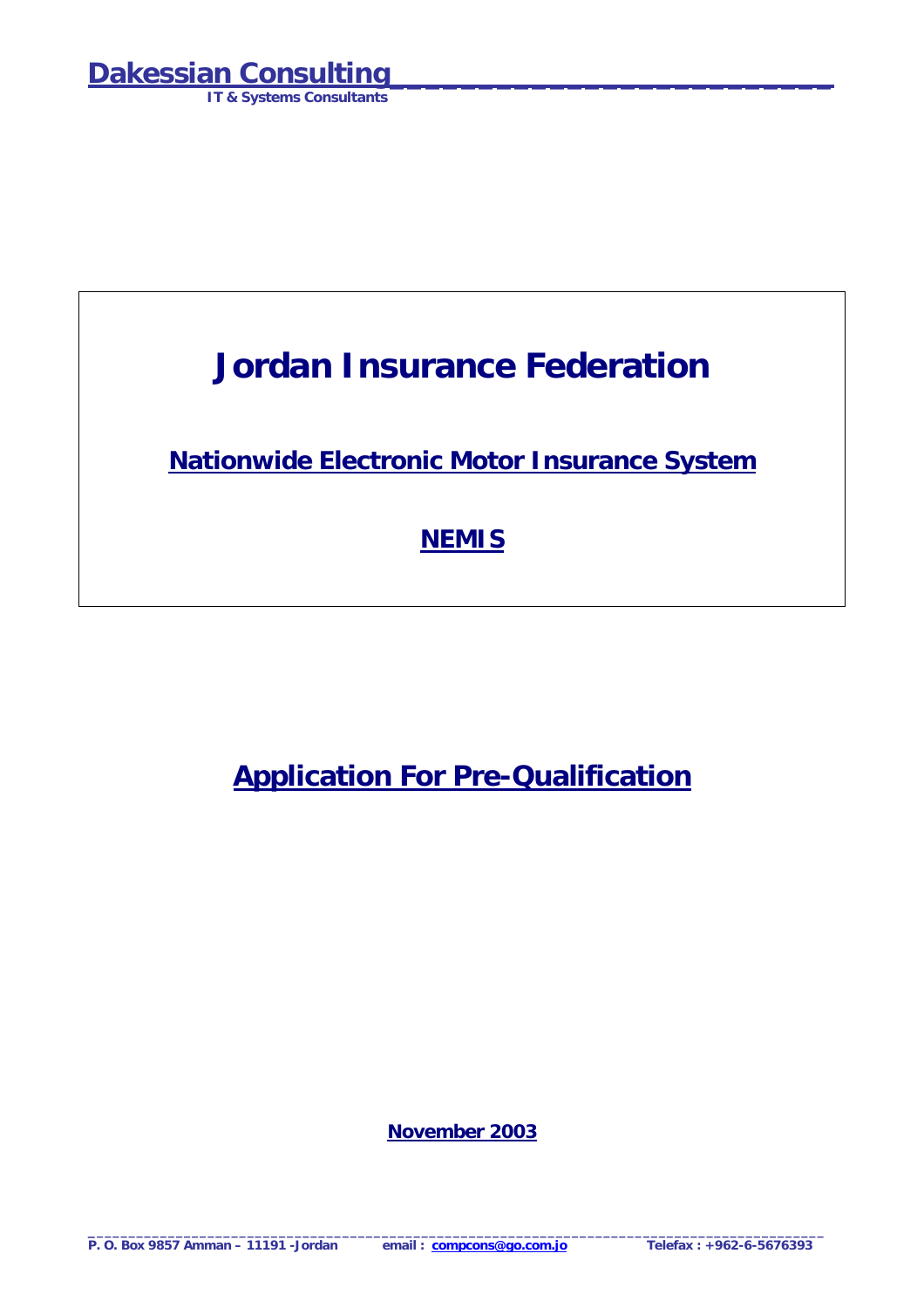**Dakessian Consulting**
**IT & Systems Consultants**

# Jordan Insurance Federation

## Nationwide Electronic Motor Insurance System

## NEMIS

# Application For Pre-Qualification

**November 2003**

P. O. Box 9857 Amman – 11191 -Jordan email : compcons@go.com.jo Telefax : +962-6-5676393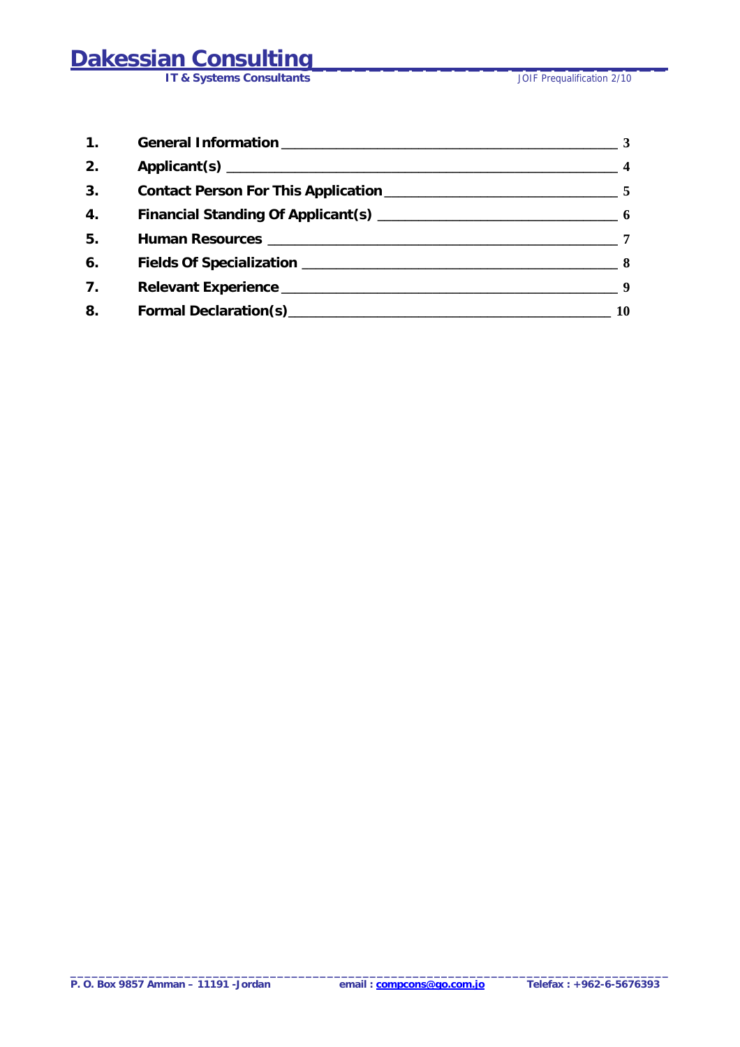| | | |
|---|---|---|
| 1. | General Information | 3 |
| 2. | Applicant(s) | 4 |
| 3. | Contact Person For This Application | 5 |
| 4. | Financial Standing Of Applicant(s) | 6 |
| 5. | Human Resources | 7 |
| 6. | Fields Of Specialization | 8 |
| 7. | Relevant Experience | 9 |
| 8. | Formal Declaration(s) | 10 |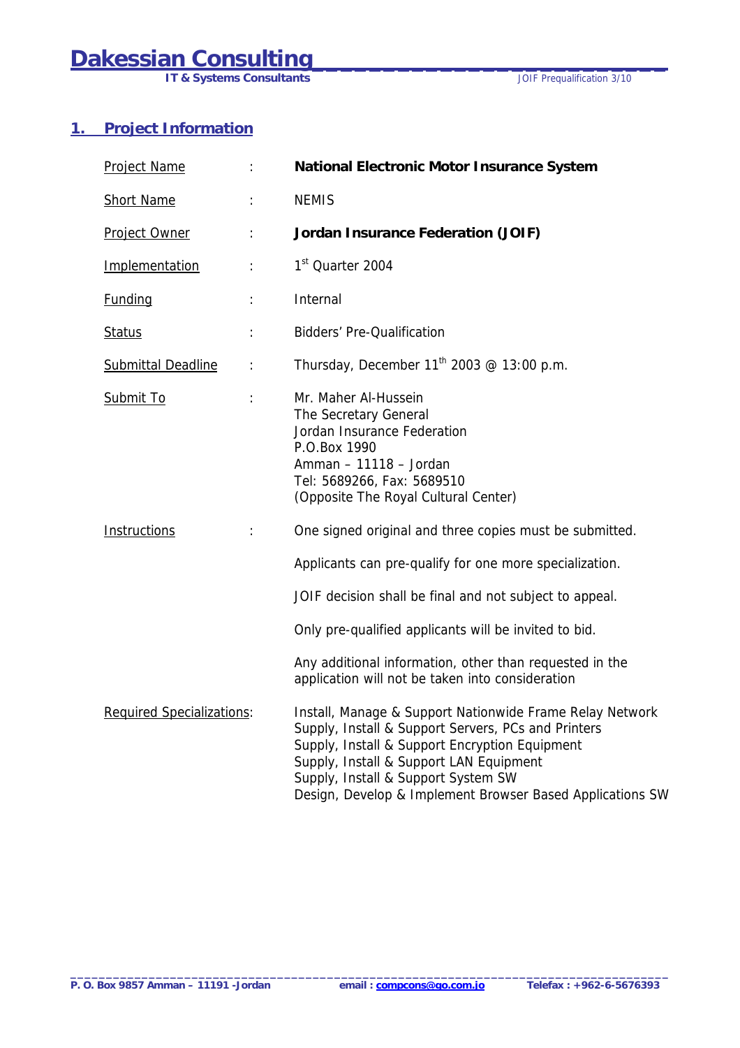## 1. Project Information

| | | |
|---|---|---|
| Project Name | : | **National Electronic Motor Insurance System** |
| Short Name | : | NEMIS |
| Project Owner | : | **Jordan Insurance Federation (JOIF)** |
| Implementation | : | 1st Quarter 2004 |
| Funding | : | Internal |
| Status | : | Bidders' Pre-Qualification |
| Submittal Deadline | : | Thursday, December 11th 2003 @ 13:00 p.m. |
| Submit To | : | Mr. Maher Al-Hussein<br>The Secretary General<br>Jordan Insurance Federation<br>P.O.Box 1990<br>Amman – 11118 – Jordan<br>Tel: 5689266, Fax: 5689510<br>(Opposite The Royal Cultural Center) |
| Instructions | : | One signed original and three copies must be submitted.<br><br>Applicants can pre-qualify for one more specialization.<br><br>JOIF decision shall be final and not subject to appeal.<br><br>Only pre-qualified applicants will be invited to bid.<br><br>Any additional information, other than requested in the application will not be taken into consideration |
| Required Specializations | : | Install, Manage & Support Nationwide Frame Relay Network<br>Supply, Install & Support Servers, PCs and Printers<br>Supply, Install & Support Encryption Equipment<br>Supply, Install & Support LAN Equipment<br>Supply, Install & Support System SW<br>Design, Develop & Implement Browser Based Applications SW |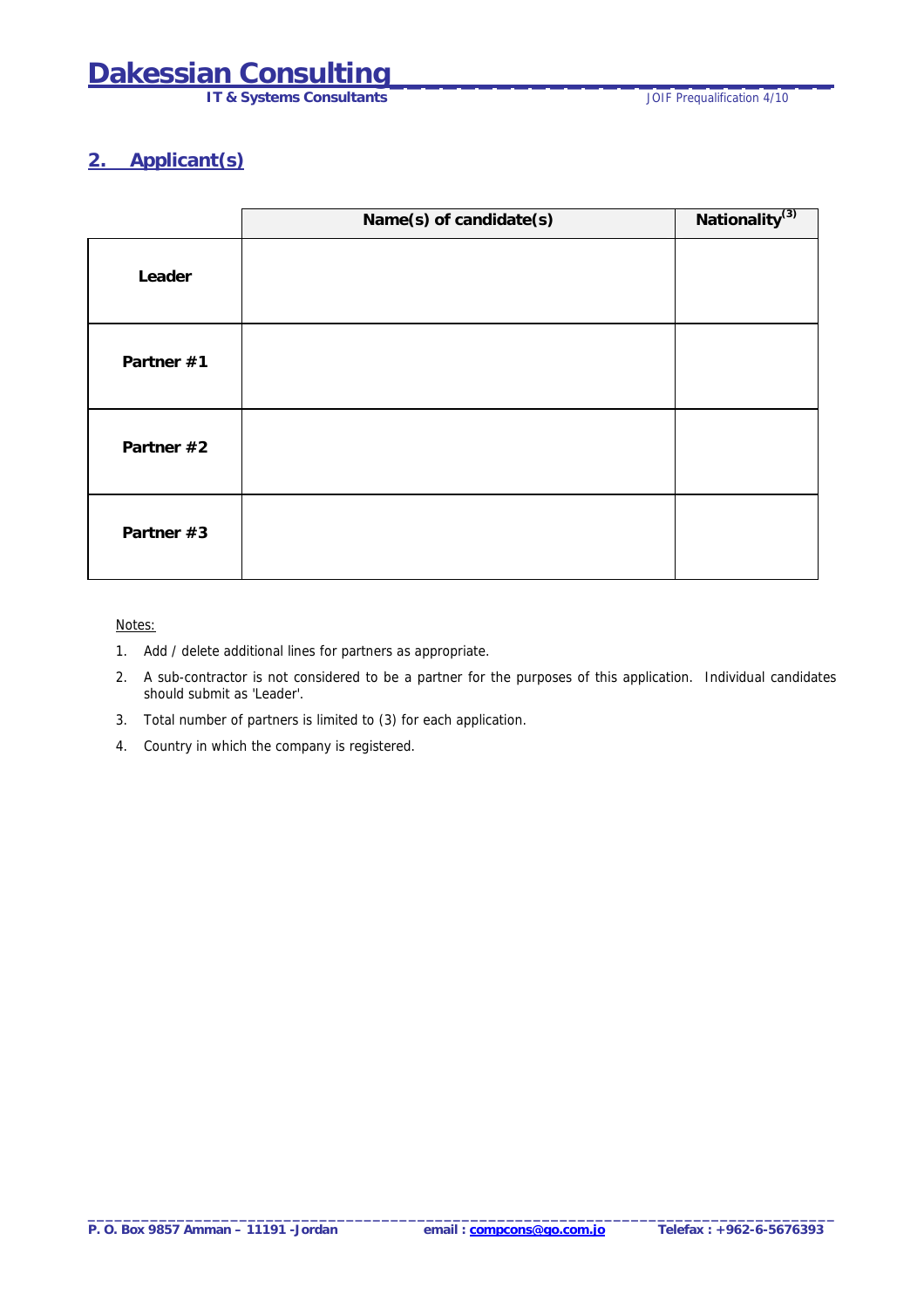## 2. Applicant(s)

| | Name(s) of candidate(s) | Nationality[3] |
|---|---|---|
| **Leader** | | |
| **Partner #1** | | |
| **Partner #2** | | |
| **Partner #3** | | |

Notes:

1. Add / delete additional lines for partners as appropriate.
2. A sub-contractor is not considered to be a partner for the purposes of this application. Individual candidates should submit as 'Leader'.
3. Total number of partners is limited to (3) for each application.
4. Country in which the company is registered.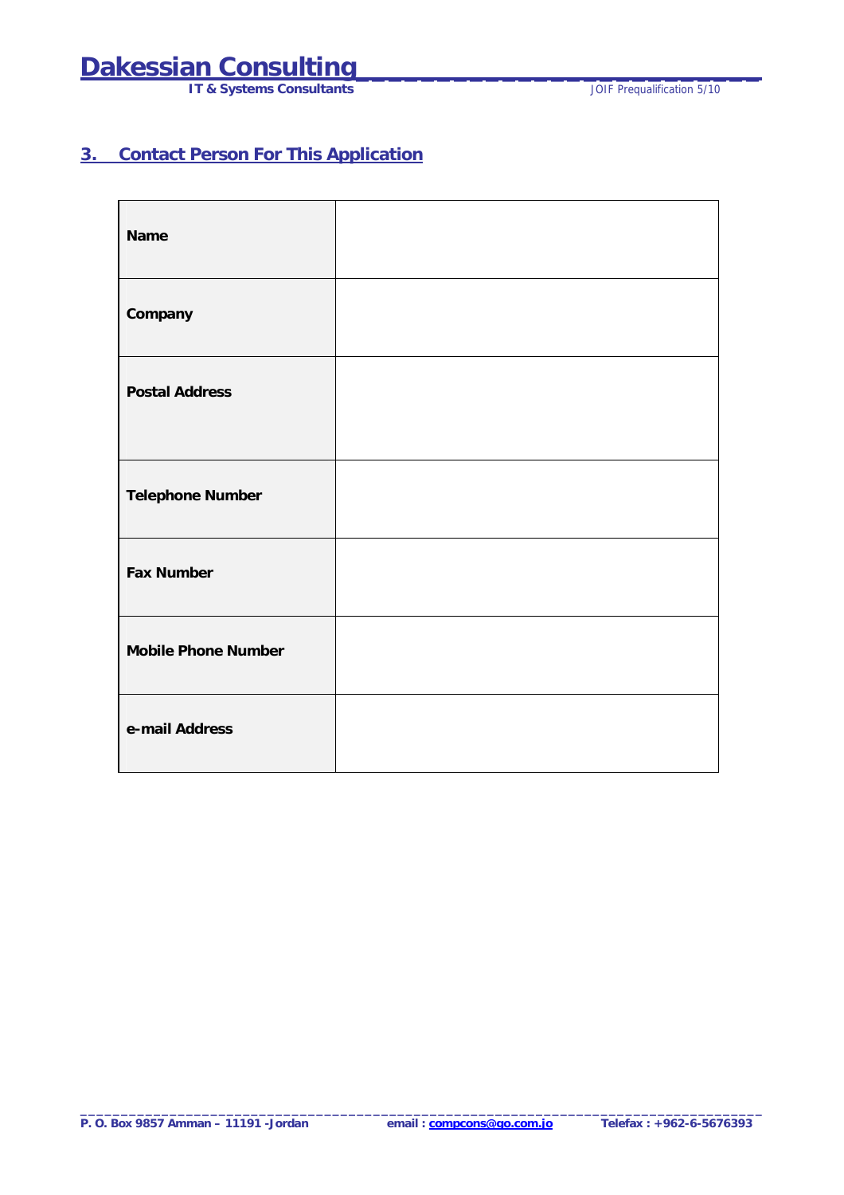## 3. Contact Person For This Application

| | |
|---|---|
| **Name** | |
| **Company** | |
| **Postal Address** | |
| **Telephone Number** | |
| **Fax Number** | |
| **Mobile Phone Number** | |
| **e-mail Address** | |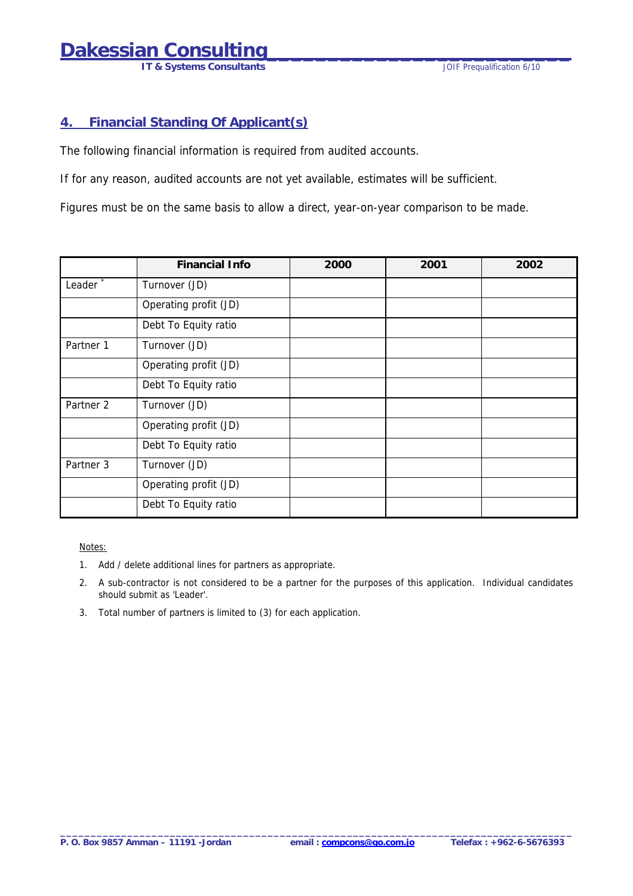## 4. Financial Standing Of Applicant(s)

The following financial information is required from audited accounts.

If for any reason, audited accounts are not yet available, estimates will be sufficient.

Figures must be on the same basis to allow a direct, year-on-year comparison to be made.

| | Financial Info | 2000 | 2001 | 2002 |
|---|---|---|---|---|
| Leader * | Turnover (JD) | | | |
| | Operating profit (JD) | | | |
| | Debt To Equity ratio | | | |
| Partner 1 | Turnover (JD) | | | |
| | Operating profit (JD) | | | |
| | Debt To Equity ratio | | | |
| Partner 2 | Turnover (JD) | | | |
| | Operating profit (JD) | | | |
| | Debt To Equity ratio | | | |
| Partner 3 | Turnover (JD) | | | |
| | Operating profit (JD) | | | |
| | Debt To Equity ratio | | | |

Notes:

1. Add / delete additional lines for partners as appropriate.
2. A sub-contractor is not considered to be a partner for the purposes of this application. Individual candidates should submit as 'Leader'.
3. Total number of partners is limited to (3) for each application.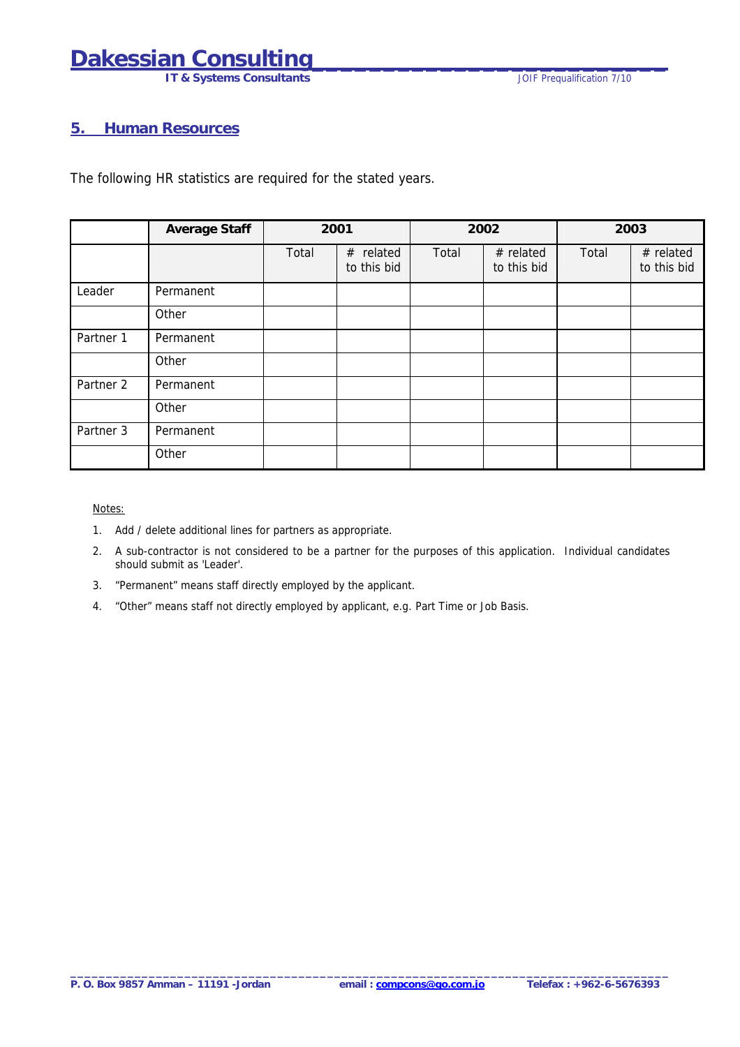## 5. Human Resources

The following HR statistics are required for the stated years.

| | Average Staff | 2001 | | 2002 | | 2003 | |
|---|---|---|---|---|---|---|---|
| | | Total | # related to this bid | Total | # related to this bid | Total | # related to this bid |
| Leader | Permanent | | | | | | |
| | Other | | | | | | |
| Partner 1 | Permanent | | | | | | |
| | Other | | | | | | |
| Partner 2 | Permanent | | | | | | |
| | Other | | | | | | |
| Partner 3 | Permanent | | | | | | |
| | Other | | | | | | |

Notes:

1. Add / delete additional lines for partners as appropriate.
2. A sub-contractor is not considered to be a partner for the purposes of this application. Individual candidates should submit as 'Leader'.
3. "Permanent" means staff directly employed by the applicant.
4. "Other" means staff not directly employed by applicant, e.g. Part Time or Job Basis.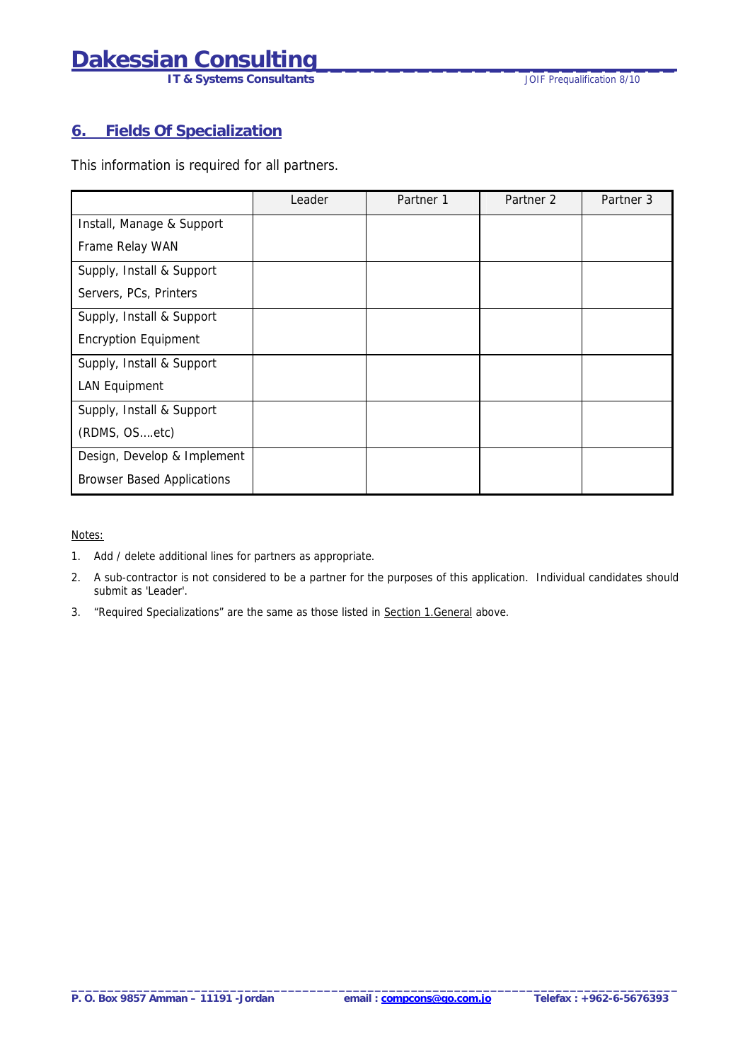## 6. Fields Of Specialization

This information is required for all partners.

| | Leader | Partner 1 | Partner 2 | Partner 3 |
|---|---|---|---|---|
| Install, Manage & Support Frame Relay WAN | | | | |
| Supply, Install & Support Servers, PCs, Printers | | | | |
| Supply, Install & Support Encryption Equipment | | | | |
| Supply, Install & Support LAN Equipment | | | | |
| Supply, Install & Support (RDMS, OS….etc) | | | | |
| Design, Develop & Implement Browser Based Applications | | | | |

Notes:

1. Add / delete additional lines for partners as appropriate.
2. A sub-contractor is not considered to be a partner for the purposes of this application. Individual candidates should submit as 'Leader'.
3. "Required Specializations" are the same as those listed in Section 1.General above.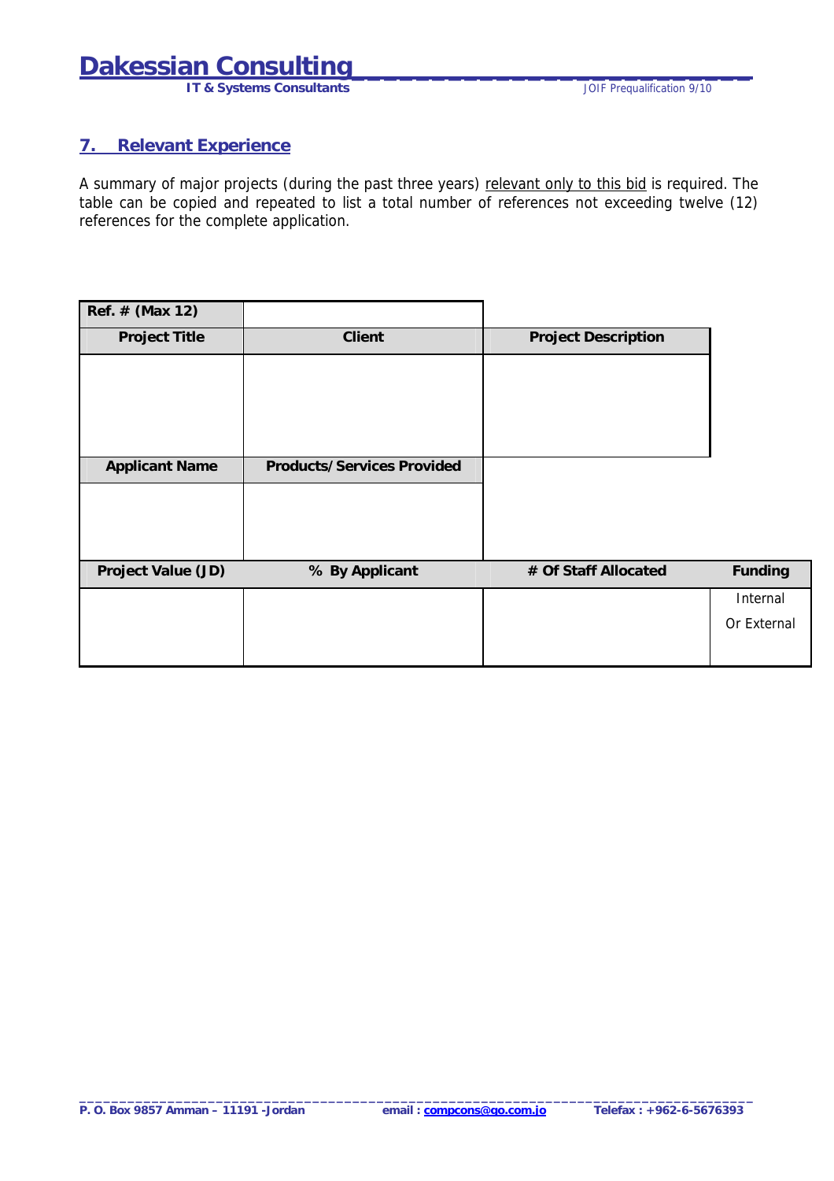## 7. Relevant Experience

A summary of major projects (during the past three years) <u>relevant only to this bid</u> is required. The table can be copied and repeated to list a total number of references not exceeding twelve (12) references for the complete application.

| **Ref. # (Max 12)** | | | |
|---|---|---|---|
| **Project Title** | **Client** | **Project Description** | |
| | | | |
| **Applicant Name** | **Products/Services Provided** | | |
| | | | |
| **Project Value (JD)** | **% By Applicant** | **# Of Staff Allocated** | **Funding** |
| | | | Internal Or External |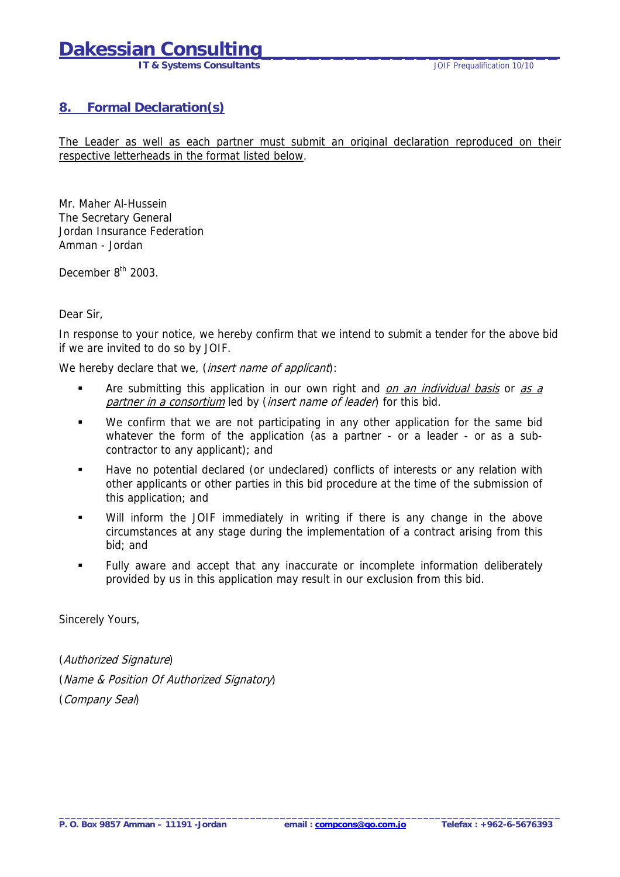## 8. Formal Declaration(s)

The Leader as well as each partner must submit an original declaration reproduced on their respective letterheads in the format listed below.

Mr. Maher Al-Hussein
The Secretary General
Jordan Insurance Federation
Amman - Jordan

December 8th 2003.

Dear Sir,

In response to your notice, we hereby confirm that we intend to submit a tender for the above bid if we are invited to do so by JOIF.

We hereby declare that we, (*insert name of applicant*):

- Are submitting this application in our own right and *on an individual basis* or *as a partner in a consortium* led by (*insert name of leader*) for this bid.
- We confirm that we are not participating in any other application for the same bid whatever the form of the application (as a partner - or a leader - or as a sub-contractor to any applicant); and
- Have no potential declared (or undeclared) conflicts of interests or any relation with other applicants or other parties in this bid procedure at the time of the submission of this application; and
- Will inform the JOIF immediately in writing if there is any change in the above circumstances at any stage during the implementation of a contract arising from this bid; and
- Fully aware and accept that any inaccurate or incomplete information deliberately provided by us in this application may result in our exclusion from this bid.

Sincerely Yours,

(*Authorized Signature*)

(*Name & Position Of Authorized Signatory*)

(*Company Seal*)